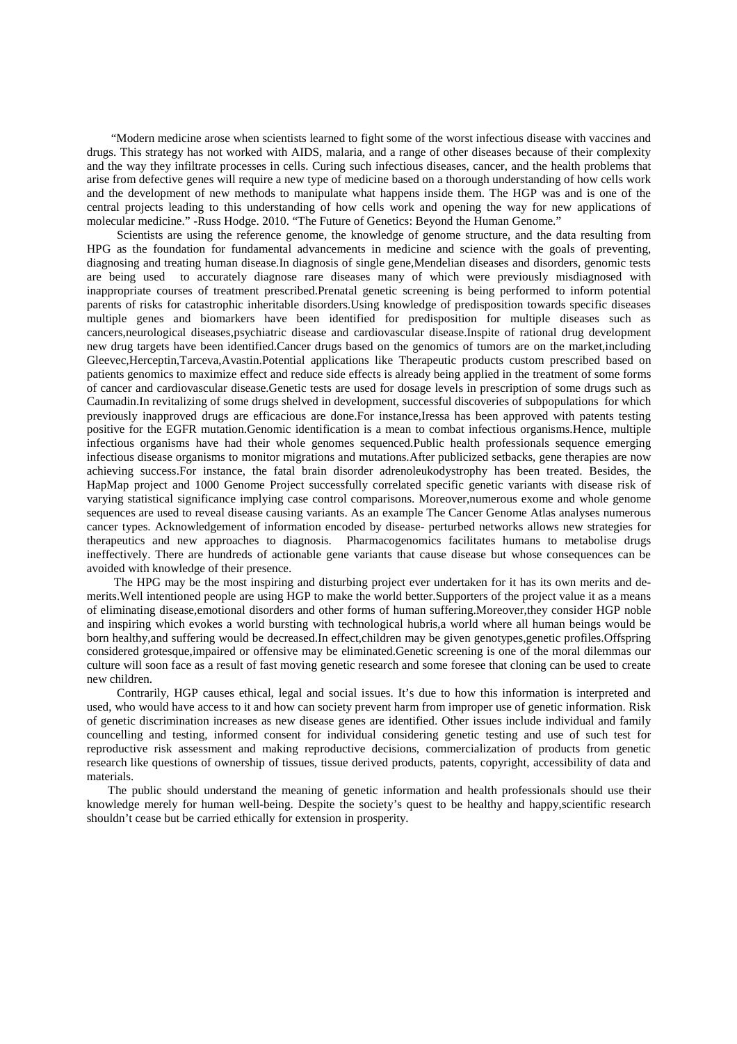"Modern medicine arose when scientists learned to fight some of the worst infectious disease with vaccines and drugs. This strategy has not worked with AIDS, malaria, and a range of other diseases because of their complexity and the way they infiltrate processes in cells. Curing such infectious diseases, cancer, and the health problems that arise from defective genes will require a new type of medicine based on a thorough understanding of how cells work and the development of new methods to manipulate what happens inside them. The HGP was and is one of the central projects leading to this understanding of how cells work and opening the way for new applications of molecular medicine." -Russ Hodge. 2010. "The Future of Genetics: Beyond the Human Genome."

Scientists are using the reference genome, the knowledge of genome structure, and the data resulting from HPG as the foundation for fundamental advancements in medicine and science with the goals of preventing, diagnosing and treating human disease.In diagnosis of single gene,Mendelian diseases and disorders, genomic tests are being used to accurately diagnose rare diseases many of which were previously misdiagnosed with inappropriate courses of treatment prescribed.Prenatal genetic screening is being performed to inform potential parents of risks for catastrophic inheritable disorders.Using knowledge of predisposition towards specific diseases multiple genes and biomarkers have been identified for predisposition for multiple diseases such as cancers,neurological diseases,psychiatric disease and cardiovascular disease.Inspite of rational drug development new drug targets have been identified.Cancer drugs based on the genomics of tumors are on the market,including Gleevec,Herceptin,Tarceva,Avastin.Potential applications like Therapeutic products custom prescribed based on patients genomics to maximize effect and reduce side effects is already being applied in the treatment of some forms of cancer and cardiovascular disease.Genetic tests are used for dosage levels in prescription of some drugs such as Caumadin.In revitalizing of some drugs shelved in development, successful discoveries of subpopulations for which previously inapproved drugs are efficacious are done.For instance,Iressa has been approved with patents testing positive for the EGFR mutation.Genomic identification is a mean to combat infectious organisms.Hence, multiple infectious organisms have had their whole genomes sequenced.Public health professionals sequence emerging infectious disease organisms to monitor migrations and mutations.After publicized setbacks, gene therapies are now achieving success.For instance, the fatal brain disorder adrenoleukodystrophy has been treated. Besides, the HapMap project and 1000 Genome Project successfully correlated specific genetic variants with disease risk of varying statistical significance implying case control comparisons. Moreover,numerous exome and whole genome sequences are used to reveal disease causing variants. As an example The Cancer Genome Atlas analyses numerous cancer types. Acknowledgement of information encoded by disease- perturbed networks allows new strategies for therapeutics and new approaches to diagnosis. Pharmacogenomics facilitates humans to metabolise drugs ineffectively. There are hundreds of actionable gene variants that cause disease but whose consequences can be avoided with knowledge of their presence.

The HPG may be the most inspiring and disturbing project ever undertaken for it has its own merits and de-merits.Well intentioned people are using HGP to make the world better.Supporters of the project value it as a means of eliminating disease,emotional disorders and other forms of human suffering.Moreover,they consider HGP noble and inspiring which evokes a world bursting with technological hubris,a world where all human beings would be born healthy,and suffering would be decreased.In effect,children may be given genotypes,genetic profiles.Offspring considered grotesque,impaired or offensive may be eliminated.Genetic screening is one of the moral dilemmas our culture will soon face as a result of fast moving genetic research and some foresee that cloning can be used to create new children.

Contrarily, HGP causes ethical, legal and social issues. It's due to how this information is interpreted and used, who would have access to it and how can society prevent harm from improper use of genetic information. Risk of genetic discrimination increases as new disease genes are identified. Other issues include individual and family councelling and testing, informed consent for individual considering genetic testing and use of such test for reproductive risk assessment and making reproductive decisions, commercialization of products from genetic research like questions of ownership of tissues, tissue derived products, patents, copyright, accessibility of data and materials.

The public should understand the meaning of genetic information and health professionals should use their knowledge merely for human well-being. Despite the society's quest to be healthy and happy,scientific research shouldn't cease but be carried ethically for extension in prosperity.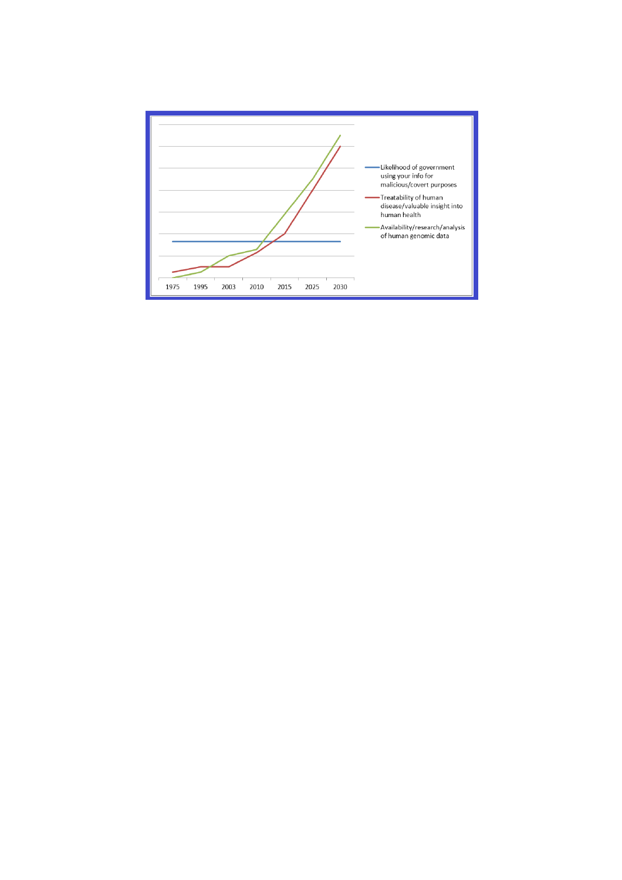1975
1995
2003
2010
2015
2025
2030

Likelihood of government using your info for malicious/covert purposes

Treatability of human disease/valuable insight into human health

Availability/research/analysis of human genomic data